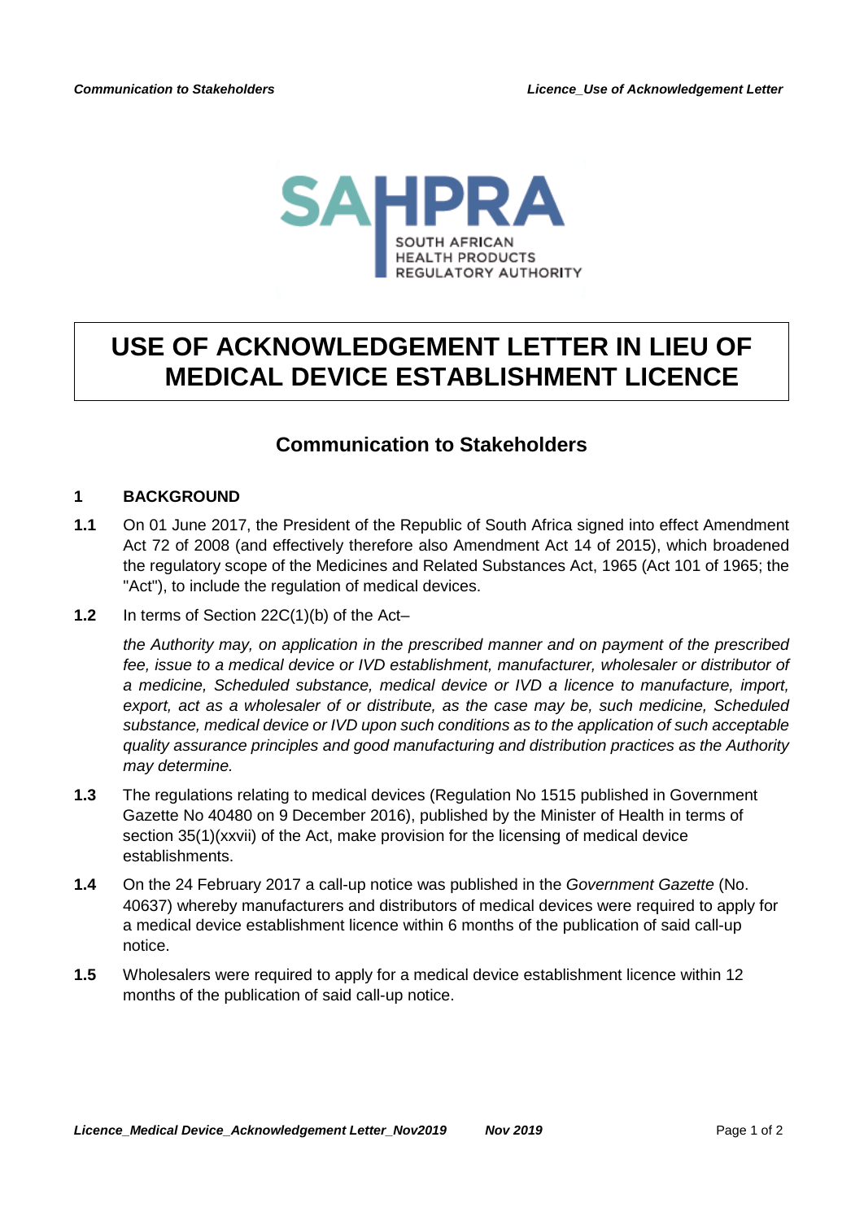# USE OF ACKNOWLEDGEMENT LETTER IN LIEU OF MEDICAL DEVICE ESTABLISHMENT LICENCE

## Communication to Stakeholders

### 1 BACKGROUND

**1.1** On 01 June 2017, the President of the Republic of South Africa signed into effect Amendment Act 72 of 2008 (and effectively therefore also Amendment Act 14 of 2015), which broadened the regulatory scope of the Medicines and Related Substances Act, 1965 (Act 101 of 1965; the "Act"), to include the regulation of medical devices.

**1.2** In terms of Section 22C(1)(b) of the Act–

*the Authority may, on application in the prescribed manner and on payment of the prescribed fee, issue to a medical device or IVD establishment, manufacturer, wholesaler or distributor of a medicine, Scheduled substance, medical device or IVD a licence to manufacture, import, export, act as a wholesaler of or distribute, as the case may be, such medicine, Scheduled substance, medical device or IVD upon such conditions as to the application of such acceptable quality assurance principles and good manufacturing and distribution practices as the Authority may determine.*

**1.3** The regulations relating to medical devices (Regulation No 1515 published in Government Gazette No 40480 on 9 December 2016), published by the Minister of Health in terms of section 35(1)(xxvii) of the Act, make provision for the licensing of medical device establishments.

**1.4** On the 24 February 2017 a call-up notice was published in the *Government Gazette* (No. 40637) whereby manufacturers and distributors of medical devices were required to apply for a medical device establishment licence within 6 months of the publication of said call-up notice.

**1.5** Wholesalers were required to apply for a medical device establishment licence within 12 months of the publication of said call-up notice.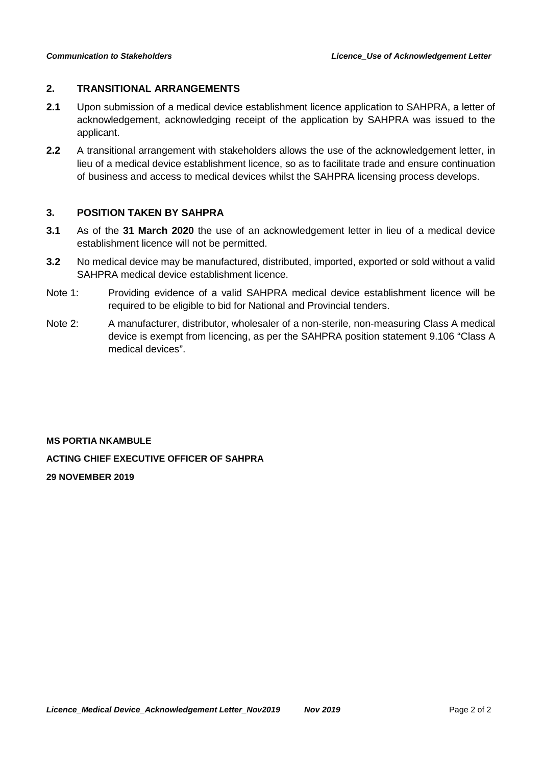## 2. TRANSITIONAL ARRANGEMENTS

**2.1** Upon submission of a medical device establishment licence application to SAHPRA, a letter of acknowledgement, acknowledging receipt of the application by SAHPRA was issued to the applicant.

**2.2** A transitional arrangement with stakeholders allows the use of the acknowledgement letter, in lieu of a medical device establishment licence, so as to facilitate trade and ensure continuation of business and access to medical devices whilst the SAHPRA licensing process develops.

## 3. POSITION TAKEN BY SAHPRA

**3.1** As of the **31 March 2020** the use of an acknowledgement letter in lieu of a medical device establishment licence will not be permitted.

**3.2** No medical device may be manufactured, distributed, imported, exported or sold without a valid SAHPRA medical device establishment licence.

Note 1: Providing evidence of a valid SAHPRA medical device establishment licence will be required to be eligible to bid for National and Provincial tenders.

Note 2: A manufacturer, distributor, wholesaler of a non-sterile, non-measuring Class A medical device is exempt from licencing, as per the SAHPRA position statement 9.106 "Class A medical devices".

**MS PORTIA NKAMBULE**

**ACTING CHIEF EXECUTIVE OFFICER OF SAHPRA**

**29 NOVEMBER 2019**